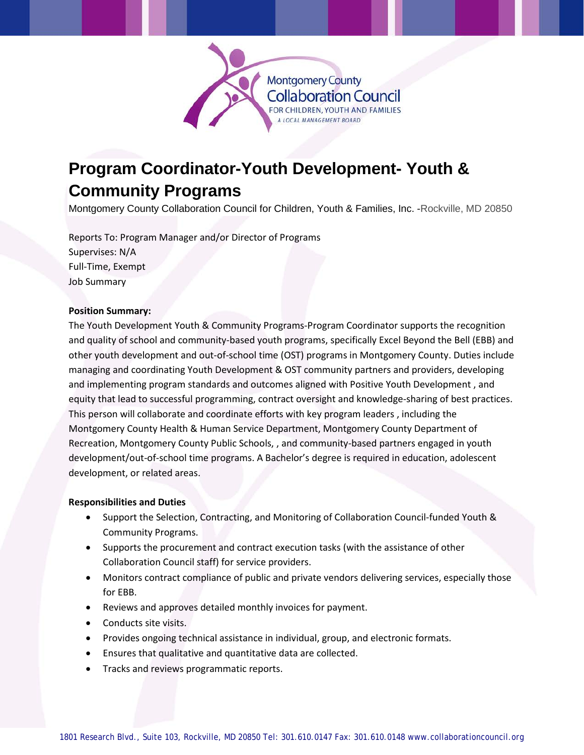Montgomery County Collaboration Council
FOR CHILDREN, YOUTH AND FAMILIES
A LOCAL MANAGEMENT BOARD

# Program Coordinator-Youth Development- Youth & Community Programs

Montgomery County Collaboration Council for Children, Youth & Families, Inc. -Rockville, MD 20850

Reports To: Program Manager and/or Director of Programs
Supervises: N/A
Full-Time, Exempt
Job Summary

**Position Summary:**
The Youth Development Youth & Community Programs-Program Coordinator supports the recognition and quality of school and community-based youth programs, specifically Excel Beyond the Bell (EBB) and other youth development and out-of-school time (OST) programs in Montgomery County. Duties include managing and coordinating Youth Development & OST community partners and providers, developing and implementing program standards and outcomes aligned with Positive Youth Development , and equity that lead to successful programming, contract oversight and knowledge-sharing of best practices. This person will collaborate and coordinate efforts with key program leaders , including the Montgomery County Health & Human Service Department, Montgomery County Department of Recreation, Montgomery County Public Schools, , and community-based partners engaged in youth development/out-of-school time programs. A Bachelor's degree is required in education, adolescent development, or related areas.

**Responsibilities and Duties**

- Support the Selection, Contracting, and Monitoring of Collaboration Council-funded Youth & Community Programs.
- Supports the procurement and contract execution tasks (with the assistance of other Collaboration Council staff) for service providers.
- Monitors contract compliance of public and private vendors delivering services, especially those for EBB.
- Reviews and approves detailed monthly invoices for payment.
- Conducts site visits.
- Provides ongoing technical assistance in individual, group, and electronic formats.
- Ensures that qualitative and quantitative data are collected.
- Tracks and reviews programmatic reports.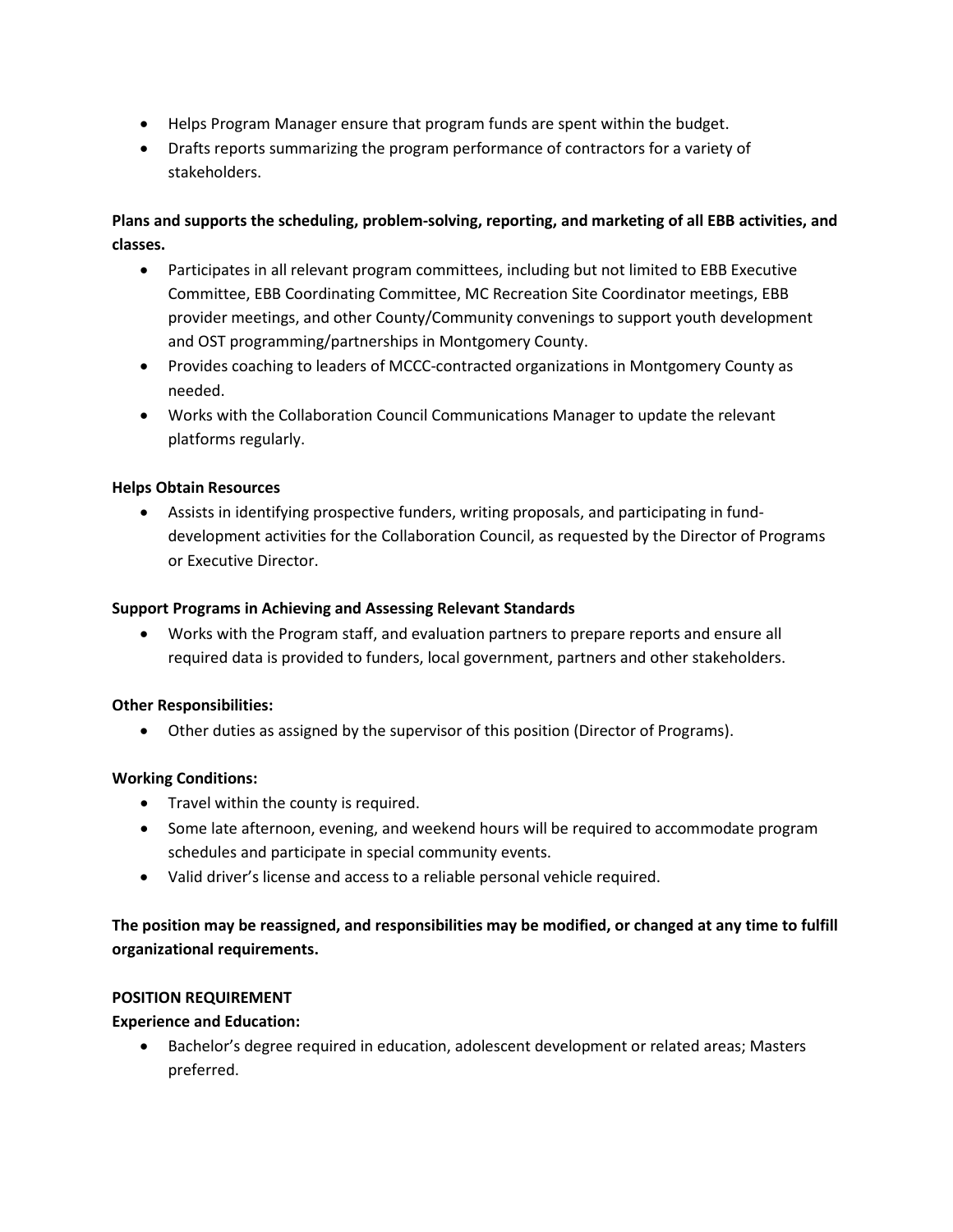- Helps Program Manager ensure that program funds are spent within the budget.
- Drafts reports summarizing the program performance of contractors for a variety of stakeholders.

**Plans and supports the scheduling, problem-solving, reporting, and marketing of all EBB activities, and classes.**

- Participates in all relevant program committees, including but not limited to EBB Executive Committee, EBB Coordinating Committee, MC Recreation Site Coordinator meetings, EBB provider meetings, and other County/Community convenings to support youth development and OST programming/partnerships in Montgomery County.
- Provides coaching to leaders of MCCC-contracted organizations in Montgomery County as needed.
- Works with the Collaboration Council Communications Manager to update the relevant platforms regularly.

**Helps Obtain Resources**

- Assists in identifying prospective funders, writing proposals, and participating in fund-development activities for the Collaboration Council, as requested by the Director of Programs or Executive Director.

**Support Programs in Achieving and Assessing Relevant Standards**

- Works with the Program staff, and evaluation partners to prepare reports and ensure all required data is provided to funders, local government, partners and other stakeholders.

**Other Responsibilities:**

- Other duties as assigned by the supervisor of this position (Director of Programs).

**Working Conditions:**

- Travel within the county is required.
- Some late afternoon, evening, and weekend hours will be required to accommodate program schedules and participate in special community events.
- Valid driver's license and access to a reliable personal vehicle required.

**The position may be reassigned, and responsibilities may be modified, or changed at any time to fulfill organizational requirements.**

**POSITION REQUIREMENT**

**Experience and Education:**

- Bachelor's degree required in education, adolescent development or related areas; Masters preferred.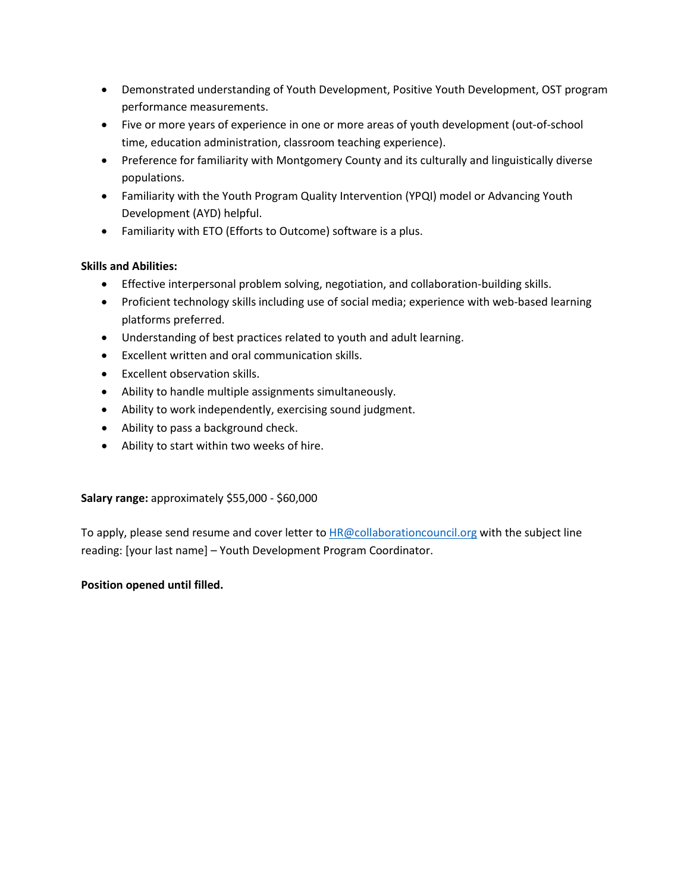- Demonstrated understanding of Youth Development, Positive Youth Development, OST program performance measurements.
- Five or more years of experience in one or more areas of youth development (out-of-school time, education administration, classroom teaching experience).
- Preference for familiarity with Montgomery County and its culturally and linguistically diverse populations.
- Familiarity with the Youth Program Quality Intervention (YPQI) model or Advancing Youth Development (AYD) helpful.
- Familiarity with ETO (Efforts to Outcome) software is a plus.

**Skills and Abilities:**

- Effective interpersonal problem solving, negotiation, and collaboration-building skills.
- Proficient technology skills including use of social media; experience with web-based learning platforms preferred.
- Understanding of best practices related to youth and adult learning.
- Excellent written and oral communication skills.
- Excellent observation skills.
- Ability to handle multiple assignments simultaneously.
- Ability to work independently, exercising sound judgment.
- Ability to pass a background check.
- Ability to start within two weeks of hire.

**Salary range:** approximately $55,000 - $60,000

To apply, please send resume and cover letter to HR@collaborationcouncil.org with the subject line reading: [your last name] – Youth Development Program Coordinator.

**Position opened until filled.**